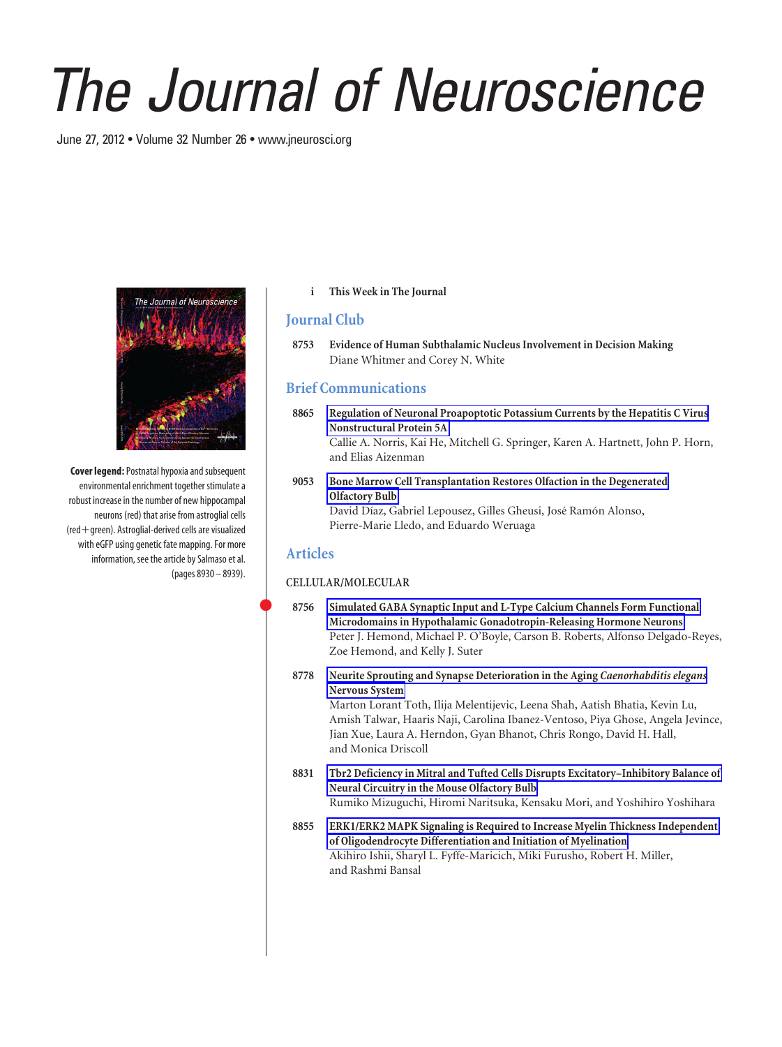# The Journal of Neuroscience

June 27, 2012 • Volume 32 Number 26 • www.jneurosci.org

**Cover legend:** Postnatal hypoxia and subsequent environmental enrichment together stimulate a robust increase in the number of new hippocampal neurons (red) that arise from astroglial cells (red + green). Astroglial-derived cells are visualized with eGFP using genetic fate mapping. For more information, see the article by Salmaso et al. (pages 8930 – 8939).

i **This Week in The Journal**

## Journal Club

8753 **Evidence of Human Subthalamic Nucleus Involvement in Decision Making**
Diane Whitmer and Corey N. White

## Brief Communications

8865 **Regulation of Neuronal Proapoptotic Potassium Currents by the Hepatitis C Virus Nonstructural Protein 5A**
Callie A. Norris, Kai He, Mitchell G. Springer, Karen A. Hartnett, John P. Horn, and Elias Aizenman

9053 **Bone Marrow Cell Transplantation Restores Olfaction in the Degenerated Olfactory Bulb**
David Díaz, Gabriel Lepousez, Gilles Gheusi, José Ramón Alonso, Pierre-Marie Lledo, and Eduardo Weruaga

## Articles

### CELLULAR/MOLECULAR

8756 **Simulated GABA Synaptic Input and L-Type Calcium Channels Form Functional Microdomains in Hypothalamic Gonadotropin-Releasing Hormone Neurons**
Peter J. Hemond, Michael P. O'Boyle, Carson B. Roberts, Alfonso Delgado-Reyes, Zoe Hemond, and Kelly J. Suter

8778 **Neurite Sprouting and Synapse Deterioration in the Aging *Caenorhabditis elegans* Nervous System**
Marton Lorant Toth, Ilija Melentijevic, Leena Shah, Aatish Bhatia, Kevin Lu, Amish Talwar, Haaris Naji, Carolina Ibanez-Ventoso, Piya Ghose, Angela Jevince, Jian Xue, Laura A. Herndon, Gyan Bhanot, Chris Rongo, David H. Hall, and Monica Driscoll

8831 **Tbr2 Deficiency in Mitral and Tufted Cells Disrupts Excitatory–Inhibitory Balance of Neural Circuitry in the Mouse Olfactory Bulb**
Rumiko Mizuguchi, Hiromi Naritsuka, Kensaku Mori, and Yoshihiro Yoshihara

8855 **ERK1/ERK2 MAPK Signaling is Required to Increase Myelin Thickness Independent of Oligodendrocyte Differentiation and Initiation of Myelination**
Akihiro Ishii, Sharyl L. Fyffe-Maricich, Miki Furusho, Robert H. Miller, and Rashmi Bansal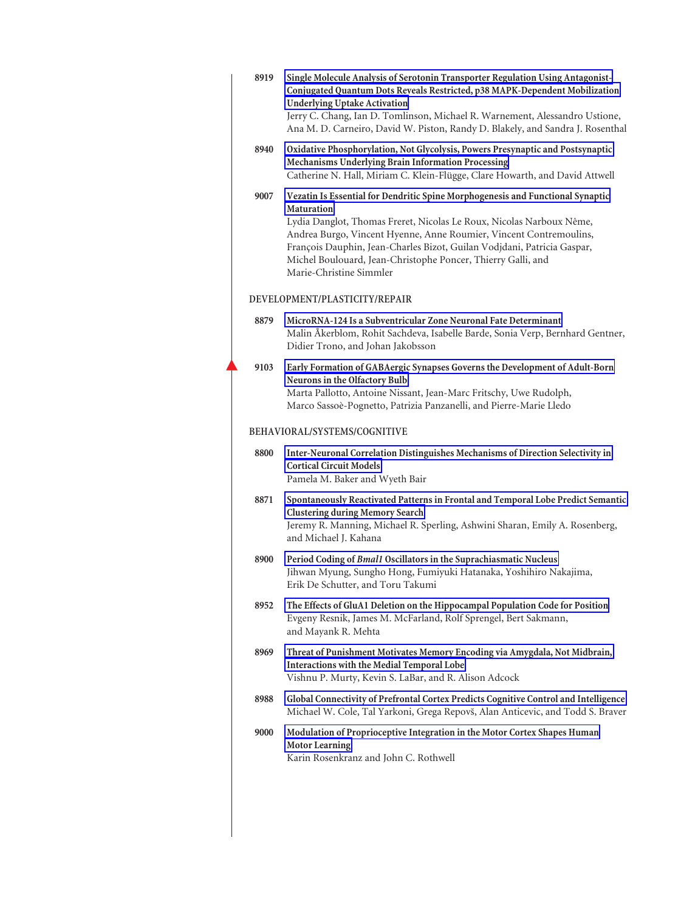8919 **Single Molecule Analysis of Serotonin Transporter Regulation Using Antagonist-Conjugated Quantum Dots Reveals Restricted, p38 MAPK-Dependent Mobilization Underlying Uptake Activation**
Jerry C. Chang, Ian D. Tomlinson, Michael R. Warnement, Alessandro Ustione, Ana M. D. Carneiro, David W. Piston, Randy D. Blakely, and Sandra J. Rosenthal

8940 **Oxidative Phosphorylation, Not Glycolysis, Powers Presynaptic and Postsynaptic Mechanisms Underlying Brain Information Processing**
Catherine N. Hall, Miriam C. Klein-Flügge, Clare Howarth, and David Attwell

9007 **Vezatin Is Essential for Dendritic Spine Morphogenesis and Functional Synaptic Maturation**
Lydia Danglot, Thomas Freret, Nicolas Le Roux, Nicolas Narboux Nême, Andrea Burgo, Vincent Hyenne, Anne Roumier, Vincent Contremoulins, François Dauphin, Jean-Charles Bizot, Guilan Vodjdani, Patricia Gaspar, Michel Boulouard, Jean-Christophe Poncer, Thierry Galli, and Marie-Christine Simmler

## DEVELOPMENT/PLASTICITY/REPAIR

8879 **MicroRNA-124 Is a Subventricular Zone Neuronal Fate Determinant**
Malin Åkerblom, Rohit Sachdeva, Isabelle Barde, Sonia Verp, Bernhard Gentner, Didier Trono, and Johan Jakobsson

9103 **Early Formation of GABAergic Synapses Governs the Development of Adult-Born Neurons in the Olfactory Bulb**
Marta Pallotto, Antoine Nissant, Jean-Marc Fritschy, Uwe Rudolph, Marco Sassoè-Pognetto, Patrizia Panzanelli, and Pierre-Marie Lledo

## BEHAVIORAL/SYSTEMS/COGNITIVE

8800 **Inter-Neuronal Correlation Distinguishes Mechanisms of Direction Selectivity in Cortical Circuit Models**
Pamela M. Baker and Wyeth Bair

8871 **Spontaneously Reactivated Patterns in Frontal and Temporal Lobe Predict Semantic Clustering during Memory Search**
Jeremy R. Manning, Michael R. Sperling, Ashwini Sharan, Emily A. Rosenberg, and Michael J. Kahana

8900 **Period Coding of *Bmal1* Oscillators in the Suprachiasmatic Nucleus**
Jihwan Myung, Sungho Hong, Fumiyuki Hatanaka, Yoshihiro Nakajima, Erik De Schutter, and Toru Takumi

8952 **The Effects of GluA1 Deletion on the Hippocampal Population Code for Position**
Evgeny Resnik, James M. McFarland, Rolf Sprengel, Bert Sakmann, and Mayank R. Mehta

8969 **Threat of Punishment Motivates Memory Encoding via Amygdala, Not Midbrain, Interactions with the Medial Temporal Lobe**
Vishnu P. Murty, Kevin S. LaBar, and R. Alison Adcock

8988 **Global Connectivity of Prefrontal Cortex Predicts Cognitive Control and Intelligence**
Michael W. Cole, Tal Yarkoni, Grega Repovš, Alan Anticevic, and Todd S. Braver

9000 **Modulation of Proprioceptive Integration in the Motor Cortex Shapes Human Motor Learning**
Karin Rosenkranz and John C. Rothwell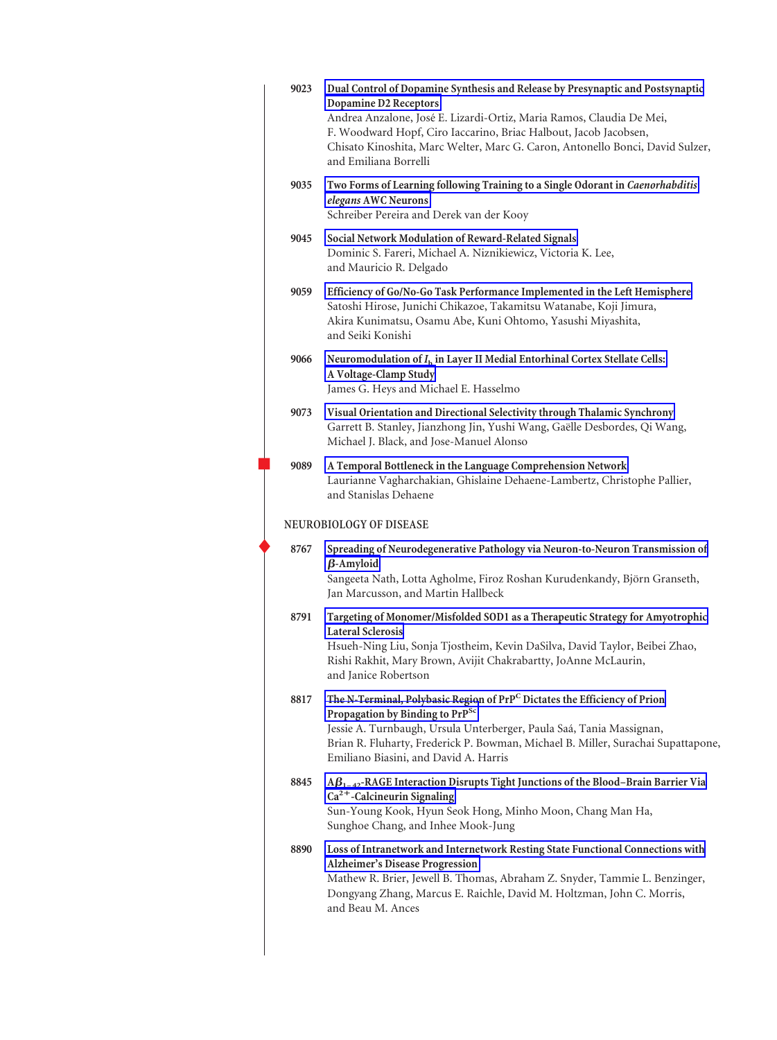9023 **Dual Control of Dopamine Synthesis and Release by Presynaptic and Postsynaptic Dopamine D2 Receptors**
Andrea Anzalone, José E. Lizardi-Ortiz, Maria Ramos, Claudia De Mei, F. Woodward Hopf, Ciro Iaccarino, Briac Halbout, Jacob Jacobsen, Chisato Kinoshita, Marc Welter, Marc G. Caron, Antonello Bonci, David Sulzer, and Emiliana Borrelli

9035 **Two Forms of Learning following Training to a Single Odorant in *Caenorhabditis elegans* AWC Neurons**
Schreiber Pereira and Derek van der Kooy

9045 **Social Network Modulation of Reward-Related Signals**
Dominic S. Fareri, Michael A. Niznikiewicz, Victoria K. Lee, and Mauricio R. Delgado

9059 **Efficiency of Go/No-Go Task Performance Implemented in the Left Hemisphere**
Satoshi Hirose, Junichi Chikazoe, Takamitsu Watanabe, Koji Jimura, Akira Kunimatsu, Osamu Abe, Kuni Ohtomo, Yasushi Miyashita, and Seiki Konishi

9066 **Neuromodulation of $I_h$ in Layer II Medial Entorhinal Cortex Stellate Cells: A Voltage-Clamp Study**
James G. Heys and Michael E. Hasselmo

9073 **Visual Orientation and Directional Selectivity through Thalamic Synchrony**
Garrett B. Stanley, Jianzhong Jin, Yushi Wang, Gaëlle Desbordes, Qi Wang, Michael J. Black, and Jose-Manuel Alonso

9089 **A Temporal Bottleneck in the Language Comprehension Network**
Laurianne Vagharchakian, Ghislaine Dehaene-Lambertz, Christophe Pallier, and Stanislas Dehaene

## NEUROBIOLOGY OF DISEASE

8767 **Spreading of Neurodegenerative Pathology via Neuron-to-Neuron Transmission of $\beta$-Amyloid**
Sangeeta Nath, Lotta Agholme, Firoz Roshan Kurudenkandy, Björn Granseth, Jan Marcusson, and Martin Hallbeck

8791 **Targeting of Monomer/Misfolded SOD1 as a Therapeutic Strategy for Amyotrophic Lateral Sclerosis**
Hsueh-Ning Liu, Sonja Tjostheim, Kevin DaSilva, David Taylor, Beibei Zhao, Rishi Rakhit, Mary Brown, Avijit Chakrabartty, JoAnne McLaurin, and Janice Robertson

8817 **The N-Terminal, Polybasic Region of $PrP^C$ Dictates the Efficiency of Prion Propagation by Binding to $PrP^{Sc}$**
Jessie A. Turnbaugh, Ursula Unterberger, Paula Saá, Tania Massignan, Brian R. Fluharty, Frederick P. Bowman, Michael B. Miller, Surachai Supattapone, Emiliano Biasini, and David A. Harris

8845 **$A\beta_{1-42}$-RAGE Interaction Disrupts Tight Junctions of the Blood–Brain Barrier Via $Ca^{2+}$-Calcineurin Signaling**
Sun-Young Kook, Hyun Seok Hong, Minho Moon, Chang Man Ha, Sunghoe Chang, and Inhee Mook-Jung

8890 **Loss of Intranetwork and Internetwork Resting State Functional Connections with Alzheimer's Disease Progression**
Mathew R. Brier, Jewell B. Thomas, Abraham Z. Snyder, Tammie L. Benzinger, Dongyang Zhang, Marcus E. Raichle, David M. Holtzman, John C. Morris, and Beau M. Ances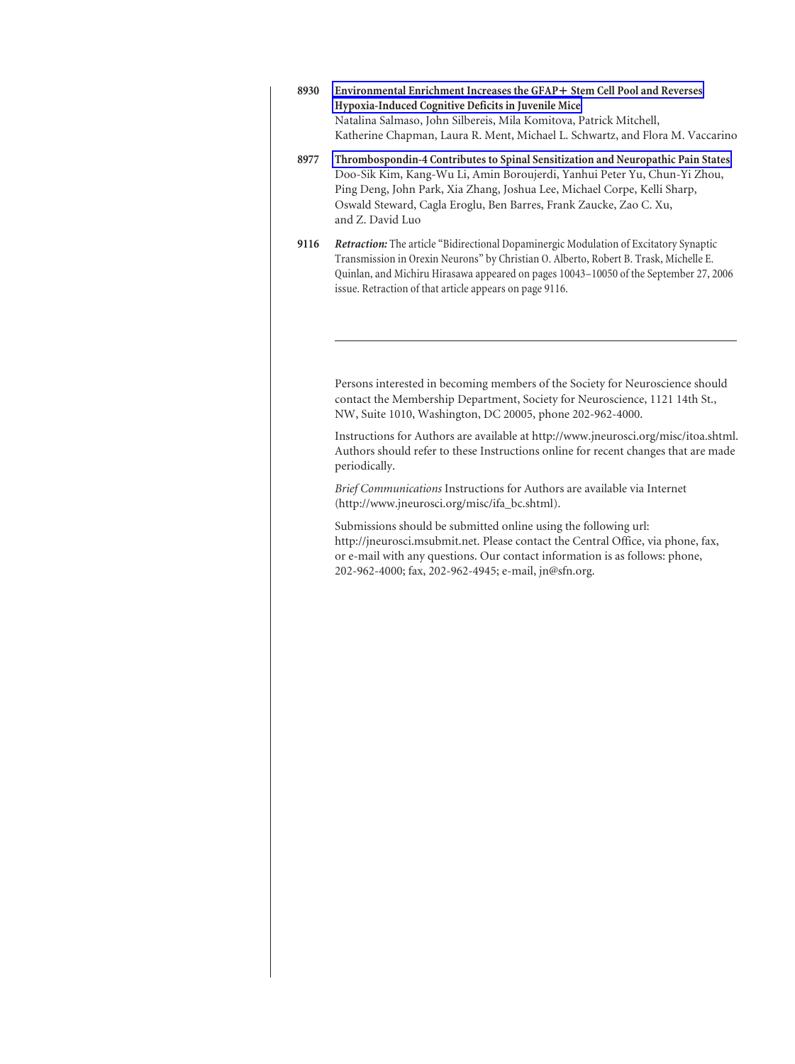**8930** **Environmental Enrichment Increases the GFAP+ Stem Cell Pool and Reverses Hypoxia-Induced Cognitive Deficits in Juvenile Mice**
Natalina Salmaso, John Silbereis, Mila Komitova, Patrick Mitchell, Katherine Chapman, Laura R. Ment, Michael L. Schwartz, and Flora M. Vaccarino

**8977** **Thrombospondin-4 Contributes to Spinal Sensitization and Neuropathic Pain States**
Doo-Sik Kim, Kang-Wu Li, Amin Boroujerdi, Yanhui Peter Yu, Chun-Yi Zhou, Ping Deng, John Park, Xia Zhang, Joshua Lee, Michael Corpe, Kelli Sharp, Oswald Steward, Cagla Eroglu, Ben Barres, Frank Zaucke, Zao C. Xu, and Z. David Luo

**9116** ***Retraction:*** The article "Bidirectional Dopaminergic Modulation of Excitatory Synaptic Transmission in Orexin Neurons" by Christian O. Alberto, Robert B. Trask, Michelle E. Quinlan, and Michiru Hirasawa appeared on pages 10043–10050 of the September 27, 2006 issue. Retraction of that article appears on page 9116.

---

Persons interested in becoming members of the Society for Neuroscience should contact the Membership Department, Society for Neuroscience, 1121 14th St., NW, Suite 1010, Washington, DC 20005, phone 202-962-4000.

Instructions for Authors are available at http://www.jneurosci.org/misc/itoa.shtml. Authors should refer to these Instructions online for recent changes that are made periodically.

*Brief Communications* Instructions for Authors are available via Internet (http://www.jneurosci.org/misc/ifa_bc.shtml).

Submissions should be submitted online using the following url: http://jneurosci.msubmit.net. Please contact the Central Office, via phone, fax, or e-mail with any questions. Our contact information is as follows: phone, 202-962-4000; fax, 202-962-4945; e-mail, jn@sfn.org.